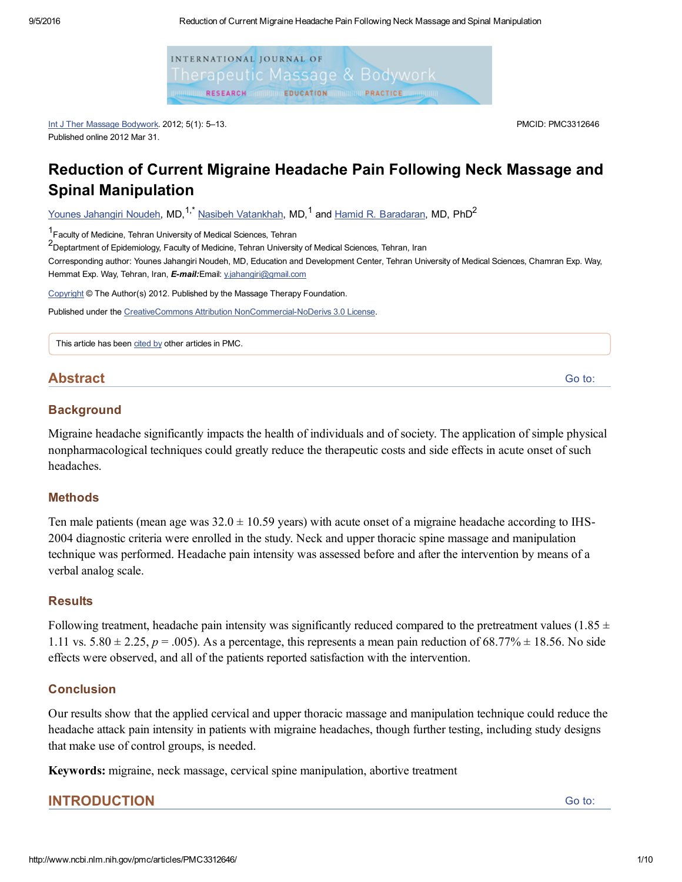Int J Ther Massage Bodywork. 2012; 5(1): 5–13.
Published online 2012 Mar 31.

PMCID: PMC3312646

# Reduction of Current Migraine Headache Pain Following Neck Massage and Spinal Manipulation

Younes Jahangiri Noudeh, MD,[1,*] Nasibeh Vatankhah, MD,[1] and Hamid R. Baradaran, MD, PhD[2]

[1]Faculty of Medicine, Tehran University of Medical Sciences, Tehran

[2]Deptartment of Epidemiology, Faculty of Medicine, Tehran University of Medical Sciences, Tehran, Iran

Corresponding author: Younes Jahangiri Noudeh, MD, Education and Development Center, Tehran University of Medical Sciences, Chamran Exp. Way, Hemmat Exp. Way, Tehran, Iran, ***E-mail:***Email: y.jahangiri@gmail.com

Copyright © The Author(s) 2012. Published by the Massage Therapy Foundation.

Published under the CreativeCommons Attribution NonCommercial-NoDerivs 3.0 License.

This article has been cited by other articles in PMC.

## Abstract

### Background

Migraine headache significantly impacts the health of individuals and of society. The application of simple physical nonpharmacological techniques could greatly reduce the therapeutic costs and side effects in acute onset of such headaches.

### Methods

Ten male patients (mean age was 32.0 ± 10.59 years) with acute onset of a migraine headache according to IHS-2004 diagnostic criteria were enrolled in the study. Neck and upper thoracic spine massage and manipulation technique was performed. Headache pain intensity was assessed before and after the intervention by means of a verbal analog scale.

### Results

Following treatment, headache pain intensity was significantly reduced compared to the pretreatment values (1.85 ± 1.11 vs. 5.80 ± 2.25, $p = .005$). As a percentage, this represents a mean pain reduction of 68.77% ± 18.56. No side effects were observed, and all of the patients reported satisfaction with the intervention.

### Conclusion

Our results show that the applied cervical and upper thoracic massage and manipulation technique could reduce the headache attack pain intensity in patients with migraine headaches, though further testing, including study designs that make use of control groups, is needed.

**Keywords:** migraine, neck massage, cervical spine manipulation, abortive treatment

## INTRODUCTION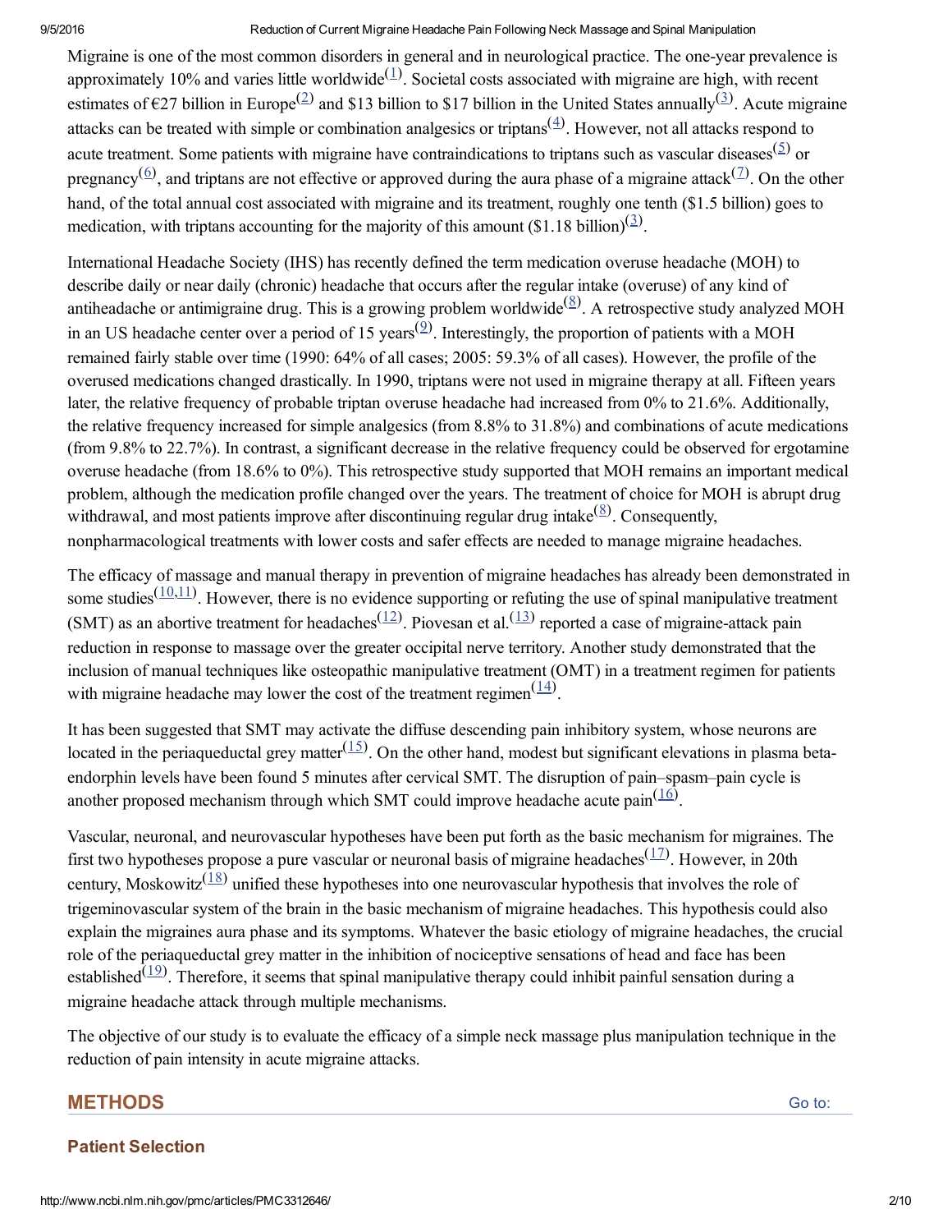Migraine is one of the most common disorders in general and in neurological practice. The one-year prevalence is approximately 10% and varies little worldwide[(1)]. Societal costs associated with migraine are high, with recent estimates of €27 billion in Europe[(2)] and $13 billion to $17 billion in the United States annually[(3)]. Acute migraine attacks can be treated with simple or combination analgesics or triptans[(4)]. However, not all attacks respond to acute treatment. Some patients with migraine have contraindications to triptans such as vascular diseases[(5)] or pregnancy[(6)], and triptans are not effective or approved during the aura phase of a migraine attack[(7)]. On the other hand, of the total annual cost associated with migraine and its treatment, roughly one tenth ($1.5 billion) goes to medication, with triptans accounting for the majority of this amount ($1.18 billion)[(3)].

International Headache Society (IHS) has recently defined the term medication overuse headache (MOH) to describe daily or near daily (chronic) headache that occurs after the regular intake (overuse) of any kind of antiheadache or antimigraine drug. This is a growing problem worldwide[(8)]. A retrospective study analyzed MOH in an US headache center over a period of 15 years[(9)]. Interestingly, the proportion of patients with a MOH remained fairly stable over time (1990: 64% of all cases; 2005: 59.3% of all cases). However, the profile of the overused medications changed drastically. In 1990, triptans were not used in migraine therapy at all. Fifteen years later, the relative frequency of probable triptan overuse headache had increased from 0% to 21.6%. Additionally, the relative frequency increased for simple analgesics (from 8.8% to 31.8%) and combinations of acute medications (from 9.8% to 22.7%). In contrast, a significant decrease in the relative frequency could be observed for ergotamine overuse headache (from 18.6% to 0%). This retrospective study supported that MOH remains an important medical problem, although the medication profile changed over the years. The treatment of choice for MOH is abrupt drug withdrawal, and most patients improve after discontinuing regular drug intake[(8)]. Consequently, nonpharmacological treatments with lower costs and safer effects are needed to manage migraine headaches.

The efficacy of massage and manual therapy in prevention of migraine headaches has already been demonstrated in some studies[(10,11)]. However, there is no evidence supporting or refuting the use of spinal manipulative treatment (SMT) as an abortive treatment for headaches[(12)]. Piovesan et al.[(13)] reported a case of migraine-attack pain reduction in response to massage over the greater occipital nerve territory. Another study demonstrated that the inclusion of manual techniques like osteopathic manipulative treatment (OMT) in a treatment regimen for patients with migraine headache may lower the cost of the treatment regimen[(14)].

It has been suggested that SMT may activate the diffuse descending pain inhibitory system, whose neurons are located in the periaqueductal grey matter[(15)]. On the other hand, modest but significant elevations in plasma beta-endorphin levels have been found 5 minutes after cervical SMT. The disruption of pain–spasm–pain cycle is another proposed mechanism through which SMT could improve headache acute pain[(16)].

Vascular, neuronal, and neurovascular hypotheses have been put forth as the basic mechanism for migraines. The first two hypotheses propose a pure vascular or neuronal basis of migraine headaches[(17)]. However, in 20th century, Moskowitz[(18)] unified these hypotheses into one neurovascular hypothesis that involves the role of trigeminovascular system of the brain in the basic mechanism of migraine headaches. This hypothesis could also explain the migraines aura phase and its symptoms. Whatever the basic etiology of migraine headaches, the crucial role of the periaqueductal grey matter in the inhibition of nociceptive sensations of head and face has been established[(19)]. Therefore, it seems that spinal manipulative therapy could inhibit painful sensation during a migraine headache attack through multiple mechanisms.

The objective of our study is to evaluate the efficacy of a simple neck massage plus manipulation technique in the reduction of pain intensity in acute migraine attacks.

## METHODS

### Patient Selection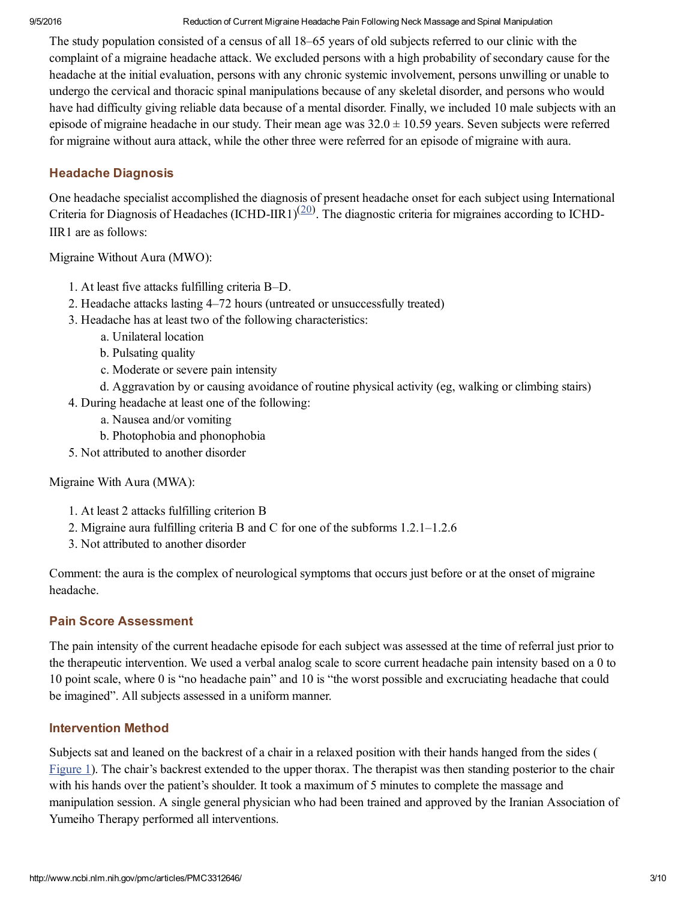The study population consisted of a census of all 18–65 years of old subjects referred to our clinic with the complaint of a migraine headache attack. We excluded persons with a high probability of secondary cause for the headache at the initial evaluation, persons with any chronic systemic involvement, persons unwilling or unable to undergo the cervical and thoracic spinal manipulations because of any skeletal disorder, and persons who would have had difficulty giving reliable data because of a mental disorder. Finally, we included 10 male subjects with an episode of migraine headache in our study. Their mean age was 32.0 ± 10.59 years. Seven subjects were referred for migraine without aura attack, while the other three were referred for an episode of migraine with aura.

### Headache Diagnosis

One headache specialist accomplished the diagnosis of present headache onset for each subject using International Criteria for Diagnosis of Headaches (ICHD-IIR1)[(20)]. The diagnostic criteria for migraines according to ICHD-IIR1 are as follows:

Migraine Without Aura (MWO):

1. At least five attacks fulfilling criteria B–D.
2. Headache attacks lasting 4–72 hours (untreated or unsuccessfully treated)
3. Headache has at least two of the following characteristics:
   a. Unilateral location
   b. Pulsating quality
   c. Moderate or severe pain intensity
   d. Aggravation by or causing avoidance of routine physical activity (eg, walking or climbing stairs)
4. During headache at least one of the following:
   a. Nausea and/or vomiting
   b. Photophobia and phonophobia
5. Not attributed to another disorder

Migraine With Aura (MWA):

1. At least 2 attacks fulfilling criterion B
2. Migraine aura fulfilling criteria B and C for one of the subforms 1.2.1–1.2.6
3. Not attributed to another disorder

Comment: the aura is the complex of neurological symptoms that occurs just before or at the onset of migraine headache.

### Pain Score Assessment

The pain intensity of the current headache episode for each subject was assessed at the time of referral just prior to the therapeutic intervention. We used a verbal analog scale to score current headache pain intensity based on a 0 to 10 point scale, where 0 is "no headache pain" and 10 is "the worst possible and excruciating headache that could be imagined". All subjects assessed in a uniform manner.

### Intervention Method

Subjects sat and leaned on the backrest of a chair in a relaxed position with their hands hanged from the sides (Figure 1). The chair's backrest extended to the upper thorax. The therapist was then standing posterior to the chair with his hands over the patient's shoulder. It took a maximum of 5 minutes to complete the massage and manipulation session. A single general physician who had been trained and approved by the Iranian Association of Yumeiho Therapy performed all interventions.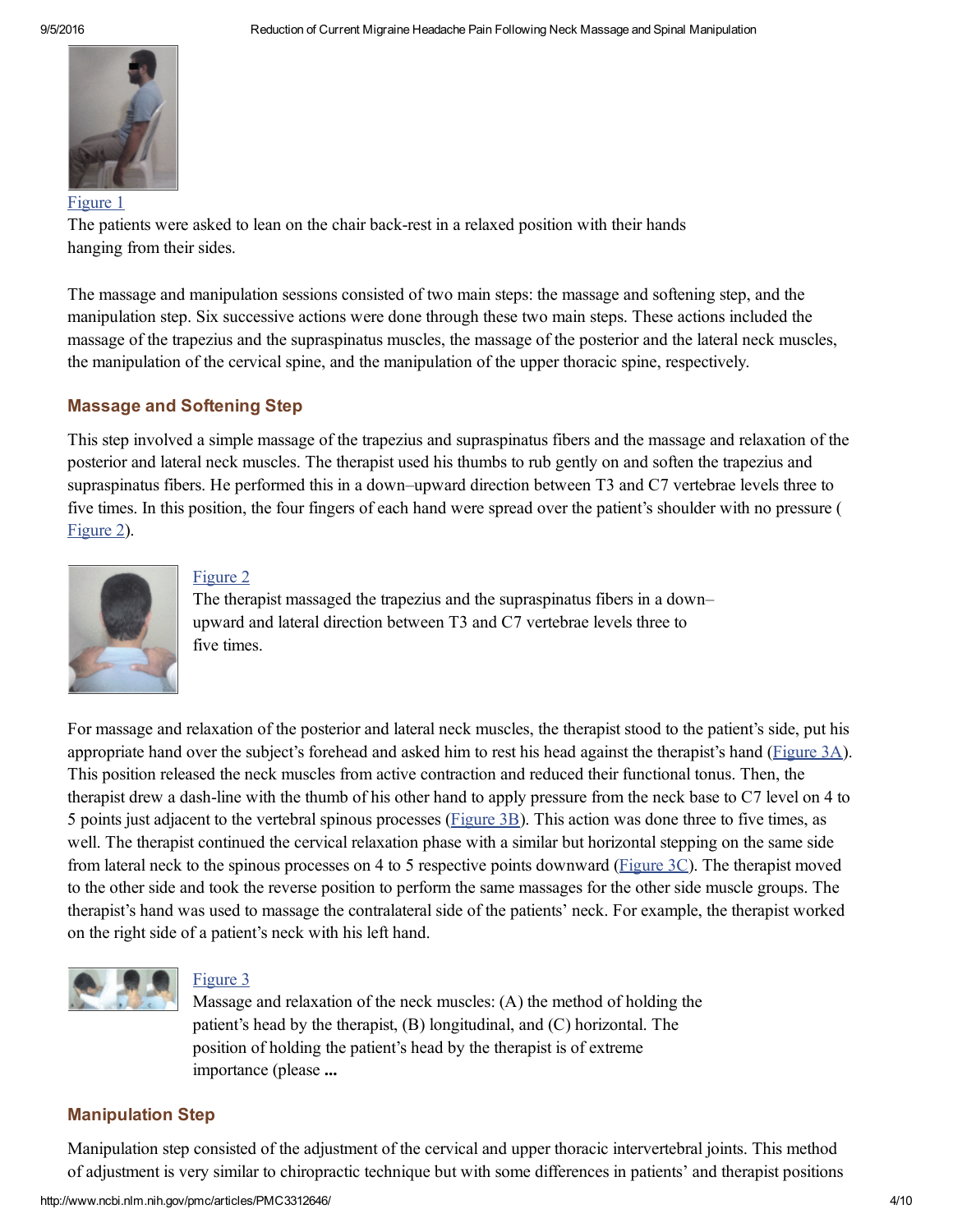Figure 1

The patients were asked to lean on the chair back-rest in a relaxed position with their hands hanging from their sides.

The massage and manipulation sessions consisted of two main steps: the massage and softening step, and the manipulation step. Six successive actions were done through these two main steps. These actions included the massage of the trapezius and the supraspinatus muscles, the massage of the posterior and the lateral neck muscles, the manipulation of the cervical spine, and the manipulation of the upper thoracic spine, respectively.

## Massage and Softening Step

This step involved a simple massage of the trapezius and supraspinatus fibers and the massage and relaxation of the posterior and lateral neck muscles. The therapist used his thumbs to rub gently on and soften the trapezius and supraspinatus fibers. He performed this in a down–upward direction between T3 and C7 vertebrae levels three to five times. In this position, the four fingers of each hand were spread over the patient's shoulder with no pressure (Figure 2).

Figure 2

The therapist massaged the trapezius and the supraspinatus fibers in a down–upward and lateral direction between T3 and C7 vertebrae levels three to five times.

For massage and relaxation of the posterior and lateral neck muscles, the therapist stood to the patient's side, put his appropriate hand over the subject's forehead and asked him to rest his head against the therapist's hand (Figure 3A). This position released the neck muscles from active contraction and reduced their functional tonus. Then, the therapist drew a dash-line with the thumb of his other hand to apply pressure from the neck base to C7 level on 4 to 5 points just adjacent to the vertebral spinous processes (Figure 3B). This action was done three to five times, as well. The therapist continued the cervical relaxation phase with a similar but horizontal stepping on the same side from lateral neck to the spinous processes on 4 to 5 respective points downward (Figure 3C). The therapist moved to the other side and took the reverse position to perform the same massages for the other side muscle groups. The therapist's hand was used to massage the contralateral side of the patients' neck. For example, the therapist worked on the right side of a patient's neck with his left hand.

Figure 3

Massage and relaxation of the neck muscles: (A) the method of holding the patient's head by the therapist, (B) longitudinal, and (C) horizontal. The position of holding the patient's head by the therapist is of extreme importance (please ...

## Manipulation Step

Manipulation step consisted of the adjustment of the cervical and upper thoracic intervertebral joints. This method of adjustment is very similar to chiropractic technique but with some differences in patients' and therapist positions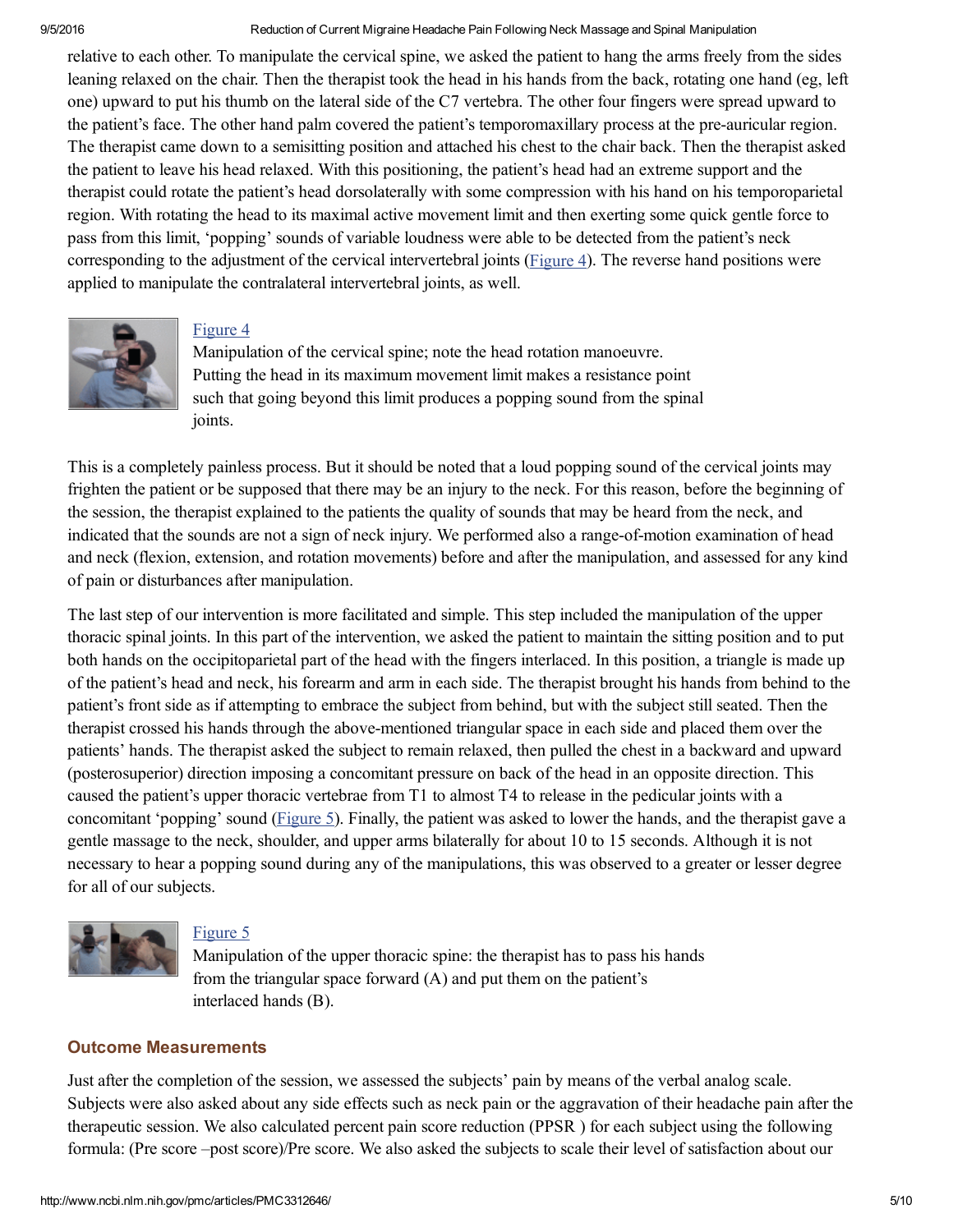relative to each other. To manipulate the cervical spine, we asked the patient to hang the arms freely from the sides leaning relaxed on the chair. Then the therapist took the head in his hands from the back, rotating one hand (eg, left one) upward to put his thumb on the lateral side of the C7 vertebra. The other four fingers were spread upward to the patient's face. The other hand palm covered the patient's temporomaxillary process at the pre-auricular region. The therapist came down to a semisitting position and attached his chest to the chair back. Then the therapist asked the patient to leave his head relaxed. With this positioning, the patient's head had an extreme support and the therapist could rotate the patient's head dorsolaterally with some compression with his hand on his temporoparietal region. With rotating the head to its maximal active movement limit and then exerting some quick gentle force to pass from this limit, 'popping' sounds of variable loudness were able to be detected from the patient's neck corresponding to the adjustment of the cervical intervertebral joints (Figure 4). The reverse hand positions were applied to manipulate the contralateral intervertebral joints, as well.

Figure 4
Manipulation of the cervical spine; note the head rotation manoeuvre. Putting the head in its maximum movement limit makes a resistance point such that going beyond this limit produces a popping sound from the spinal joints.

This is a completely painless process. But it should be noted that a loud popping sound of the cervical joints may frighten the patient or be supposed that there may be an injury to the neck. For this reason, before the beginning of the session, the therapist explained to the patients the quality of sounds that may be heard from the neck, and indicated that the sounds are not a sign of neck injury. We performed also a range-of-motion examination of head and neck (flexion, extension, and rotation movements) before and after the manipulation, and assessed for any kind of pain or disturbances after manipulation.

The last step of our intervention is more facilitated and simple. This step included the manipulation of the upper thoracic spinal joints. In this part of the intervention, we asked the patient to maintain the sitting position and to put both hands on the occipitoparietal part of the head with the fingers interlaced. In this position, a triangle is made up of the patient's head and neck, his forearm and arm in each side. The therapist brought his hands from behind to the patient's front side as if attempting to embrace the subject from behind, but with the subject still seated. Then the therapist crossed his hands through the above-mentioned triangular space in each side and placed them over the patients' hands. The therapist asked the subject to remain relaxed, then pulled the chest in a backward and upward (posterosuperior) direction imposing a concomitant pressure on back of the head in an opposite direction. This caused the patient's upper thoracic vertebrae from T1 to almost T4 to release in the pedicular joints with a concomitant 'popping' sound (Figure 5). Finally, the patient was asked to lower the hands, and the therapist gave a gentle massage to the neck, shoulder, and upper arms bilaterally for about 10 to 15 seconds. Although it is not necessary to hear a popping sound during any of the manipulations, this was observed to a greater or lesser degree for all of our subjects.

Figure 5
Manipulation of the upper thoracic spine: the therapist has to pass his hands from the triangular space forward (A) and put them on the patient's interlaced hands (B).

## Outcome Measurements

Just after the completion of the session, we assessed the subjects' pain by means of the verbal analog scale. Subjects were also asked about any side effects such as neck pain or the aggravation of their headache pain after the therapeutic session. We also calculated percent pain score reduction (PPSR ) for each subject using the following formula: (Pre score –post score)/Pre score. We also asked the subjects to scale their level of satisfaction about our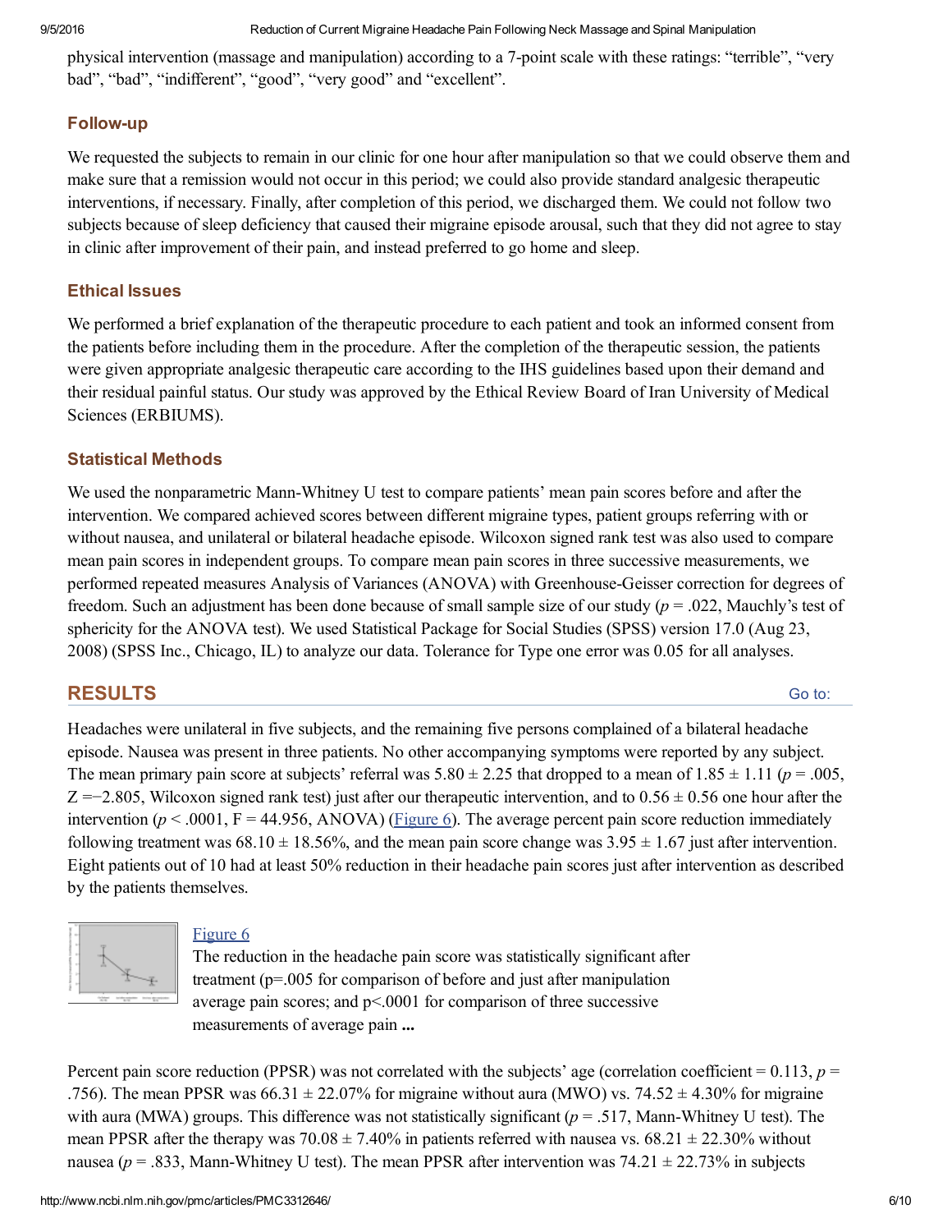physical intervention (massage and manipulation) according to a 7-point scale with these ratings: "terrible", "very bad", "bad", "indifferent", "good", "very good" and "excellent".

### Follow-up

We requested the subjects to remain in our clinic for one hour after manipulation so that we could observe them and make sure that a remission would not occur in this period; we could also provide standard analgesic therapeutic interventions, if necessary. Finally, after completion of this period, we discharged them. We could not follow two subjects because of sleep deficiency that caused their migraine episode arousal, such that they did not agree to stay in clinic after improvement of their pain, and instead preferred to go home and sleep.

### Ethical Issues

We performed a brief explanation of the therapeutic procedure to each patient and took an informed consent from the patients before including them in the procedure. After the completion of the therapeutic session, the patients were given appropriate analgesic therapeutic care according to the IHS guidelines based upon their demand and their residual painful status. Our study was approved by the Ethical Review Board of Iran University of Medical Sciences (ERBIUMS).

### Statistical Methods

We used the nonparametric Mann-Whitney U test to compare patients' mean pain scores before and after the intervention. We compared achieved scores between different migraine types, patient groups referring with or without nausea, and unilateral or bilateral headache episode. Wilcoxon signed rank test was also used to compare mean pain scores in independent groups. To compare mean pain scores in three successive measurements, we performed repeated measures Analysis of Variances (ANOVA) with Greenhouse-Geisser correction for degrees of freedom. Such an adjustment has been done because of small sample size of our study ($p = .022$, Mauchly's test of sphericity for the ANOVA test). We used Statistical Package for Social Studies (SPSS) version 17.0 (Aug 23, 2008) (SPSS Inc., Chicago, IL) to analyze our data. Tolerance for Type one error was 0.05 for all analyses.

## RESULTS

Headaches were unilateral in five subjects, and the remaining five persons complained of a bilateral headache episode. Nausea was present in three patients. No other accompanying symptoms were reported by any subject. The mean primary pain score at subjects' referral was $5.80 \pm 2.25$ that dropped to a mean of $1.85 \pm 1.11$ ($p = .005$, $Z = -2.805$, Wilcoxon signed rank test) just after our therapeutic intervention, and to $0.56 \pm 0.56$ one hour after the intervention ($p < .0001$, $F = 44.956$, ANOVA) (Figure 6). The average percent pain score reduction immediately following treatment was $68.10 \pm 18.56\%$, and the mean pain score change was $3.95 \pm 1.67$ just after intervention. Eight patients out of 10 had at least 50% reduction in their headache pain scores just after intervention as described by the patients themselves.

Figure 6

The reduction in the headache pain score was statistically significant after treatment ($p=.005$ for comparison of before and just after manipulation average pain scores; and $p<.0001$ for comparison of three successive measurements of average pain **...**

Percent pain score reduction (PPSR) was not correlated with the subjects' age (correlation coefficient = 0.113, $p = .756$). The mean PPSR was $66.31 \pm 22.07\%$ for migraine without aura (MWO) vs. $74.52 \pm 4.30\%$ for migraine with aura (MWA) groups. This difference was not statistically significant ($p = .517$, Mann-Whitney U test). The mean PPSR after the therapy was $70.08 \pm 7.40\%$ in patients referred with nausea vs. $68.21 \pm 22.30\%$ without nausea ($p = .833$, Mann-Whitney U test). The mean PPSR after intervention was $74.21 \pm 22.73\%$ in subjects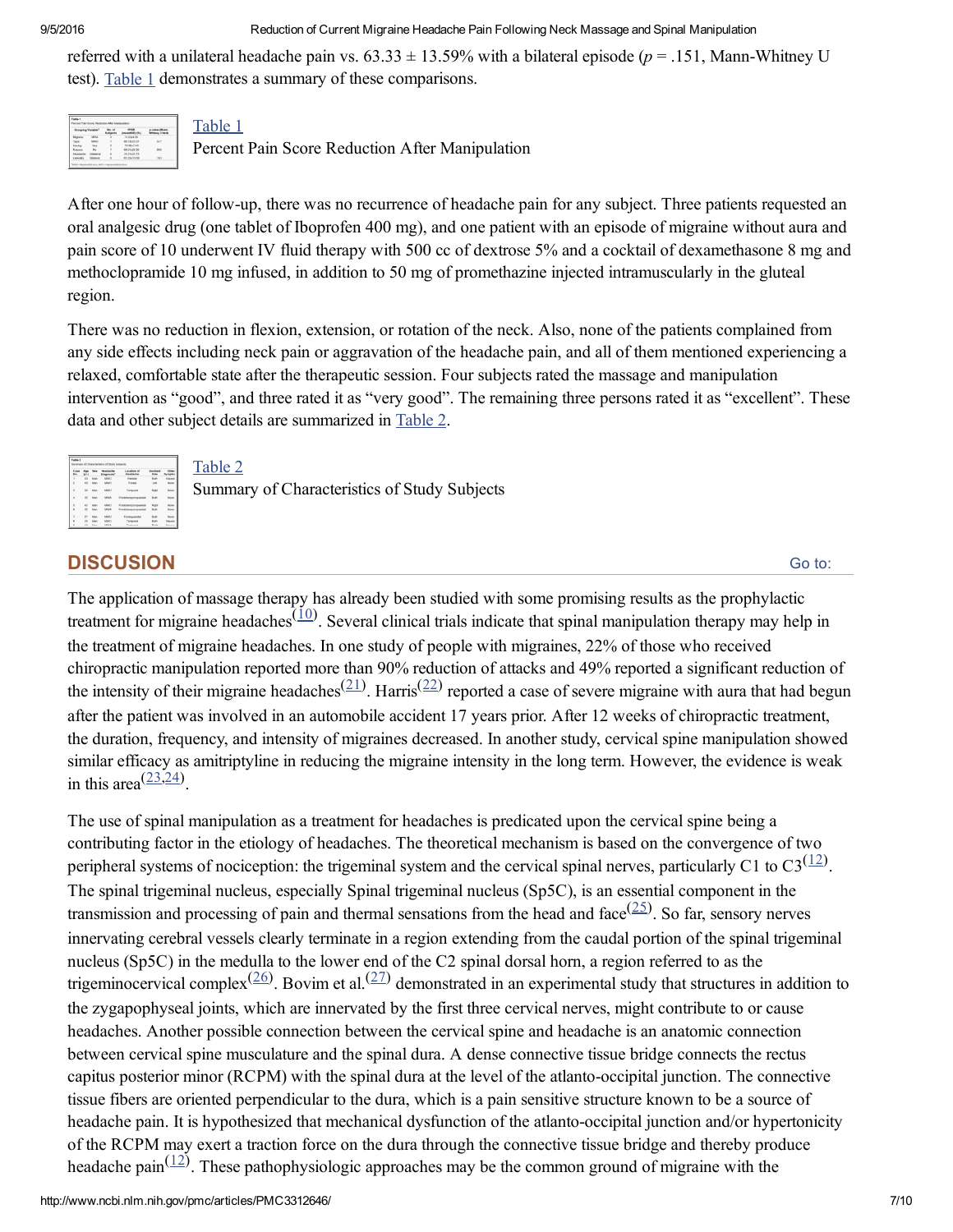referred with a unilateral headache pain vs. 63.33 ± 13.59% with a bilateral episode ($p$ = .151, Mann-Whitney U test). Table 1 demonstrates a summary of these comparisons.

Table 1
Percent Pain Score Reduction After Manipulation

After one hour of follow-up, there was no recurrence of headache pain for any subject. Three patients requested an oral analgesic drug (one tablet of Iboprofen 400 mg), and one patient with an episode of migraine without aura and pain score of 10 underwent IV fluid therapy with 500 cc of dextrose 5% and a cocktail of dexamethasone 8 mg and methoclopramide 10 mg infused, in addition to 50 mg of promethazine injected intramuscularly in the gluteal region.

There was no reduction in flexion, extension, or rotation of the neck. Also, none of the patients complained from any side effects including neck pain or aggravation of the headache pain, and all of them mentioned experiencing a relaxed, comfortable state after the therapeutic session. Four subjects rated the massage and manipulation intervention as "good", and three rated it as "very good". The remaining three persons rated it as "excellent". These data and other subject details are summarized in Table 2.

Table 2
Summary of Characteristics of Study Subjects

## DISCUSSION

The application of massage therapy has already been studied with some promising results as the prophylactic treatment for migraine headaches[10]. Several clinical trials indicate that spinal manipulation therapy may help in the treatment of migraine headaches. In one study of people with migraines, 22% of those who received chiropractic manipulation reported more than 90% reduction of attacks and 49% reported a significant reduction of the intensity of their migraine headaches[21]. Harris[22] reported a case of severe migraine with aura that had begun after the patient was involved in an automobile accident 17 years prior. After 12 weeks of chiropractic treatment, the duration, frequency, and intensity of migraines decreased. In another study, cervical spine manipulation showed similar efficacy as amitriptyline in reducing the migraine intensity in the long term. However, the evidence is weak in this area[23,24].

The use of spinal manipulation as a treatment for headaches is predicated upon the cervical spine being a contributing factor in the etiology of headaches. The theoretical mechanism is based on the convergence of two peripheral systems of nociception: the trigeminal system and the cervical spinal nerves, particularly C1 to C3[12]. The spinal trigeminal nucleus, especially Spinal trigeminal nucleus (Sp5C), is an essential component in the transmission and processing of pain and thermal sensations from the head and face[25]. So far, sensory nerves innervating cerebral vessels clearly terminate in a region extending from the caudal portion of the spinal trigeminal nucleus (Sp5C) in the medulla to the lower end of the C2 spinal dorsal horn, a region referred to as the trigeminocervical complex[26]. Bovim et al.[27] demonstrated in an experimental study that structures in addition to the zygapophyseal joints, which are innervated by the first three cervical nerves, might contribute to or cause headaches. Another possible connection between the cervical spine and headache is an anatomic connection between cervical spine musculature and the spinal dura. A dense connective tissue bridge connects the rectus capitus posterior minor (RCPM) with the spinal dura at the level of the atlanto-occipital junction. The connective tissue fibers are oriented perpendicular to the dura, which is a pain sensitive structure known to be a source of headache pain. It is hypothesized that mechanical dysfunction of the atlanto-occipital junction and/or hypertonicity of the RCPM may exert a traction force on the dura through the connective tissue bridge and thereby produce headache pain[12]. These pathophysiologic approaches may be the common ground of migraine with the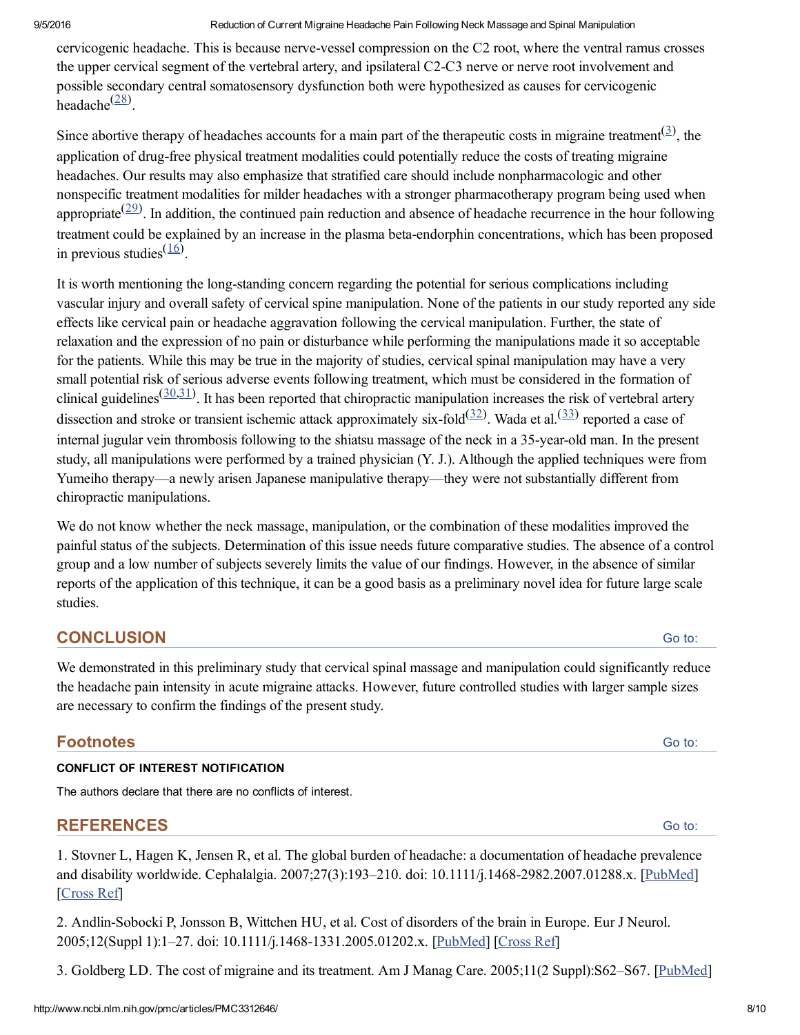cervicogenic headache. This is because nerve-vessel compression on the C2 root, where the ventral ramus crosses the upper cervical segment of the vertebral artery, and ipsilateral C2-C3 nerve or nerve root involvement and possible secondary central somatosensory dysfunction both were hypothesized as causes for cervicogenic headache[(28)].

Since abortive therapy of headaches accounts for a main part of the therapeutic costs in migraine treatment[(3)], the application of drug-free physical treatment modalities could potentially reduce the costs of treating migraine headaches. Our results may also emphasize that stratified care should include nonpharmacologic and other nonspecific treatment modalities for milder headaches with a stronger pharmacotherapy program being used when appropriate[(29)]. In addition, the continued pain reduction and absence of headache recurrence in the hour following treatment could be explained by an increase in the plasma beta-endorphin concentrations, which has been proposed in previous studies[(16)].

It is worth mentioning the long-standing concern regarding the potential for serious complications including vascular injury and overall safety of cervical spine manipulation. None of the patients in our study reported any side effects like cervical pain or headache aggravation following the cervical manipulation. Further, the state of relaxation and the expression of no pain or disturbance while performing the manipulations made it so acceptable for the patients. While this may be true in the majority of studies, cervical spinal manipulation may have a very small potential risk of serious adverse events following treatment, which must be considered in the formation of clinical guidelines[(30,31)]. It has been reported that chiropractic manipulation increases the risk of vertebral artery dissection and stroke or transient ischemic attack approximately six-fold[(32)]. Wada et al.[(33)] reported a case of internal jugular vein thrombosis following to the shiatsu massage of the neck in a 35-year-old man. In the present study, all manipulations were performed by a trained physician (Y. J.). Although the applied techniques were from Yumeiho therapy—a newly arisen Japanese manipulative therapy—they were not substantially different from chiropractic manipulations.

We do not know whether the neck massage, manipulation, or the combination of these modalities improved the painful status of the subjects. Determination of this issue needs future comparative studies. The absence of a control group and a low number of subjects severely limits the value of our findings. However, in the absence of similar reports of the application of this technique, it can be a good basis as a preliminary novel idea for future large scale studies.

## CONCLUSION

We demonstrated in this preliminary study that cervical spinal massage and manipulation could significantly reduce the headache pain intensity in acute migraine attacks. However, future controlled studies with larger sample sizes are necessary to confirm the findings of the present study.

## Footnotes

**CONFLICT OF INTEREST NOTIFICATION**

The authors declare that there are no conflicts of interest.

## REFERENCES

1. Stovner L, Hagen K, Jensen R, et al. The global burden of headache: a documentation of headache prevalence and disability worldwide. Cephalalgia. 2007;27(3):193–210. doi: 10.1111/j.1468-2982.2007.01288.x. [PubMed] [Cross Ref]

2. Andlin-Sobocki P, Jonsson B, Wittchen HU, et al. Cost of disorders of the brain in Europe. Eur J Neurol. 2005;12(Suppl 1):1–27. doi: 10.1111/j.1468-1331.2005.01202.x. [PubMed] [Cross Ref]

3. Goldberg LD. The cost of migraine and its treatment. Am J Manag Care. 2005;11(2 Suppl):S62–S67. [PubMed]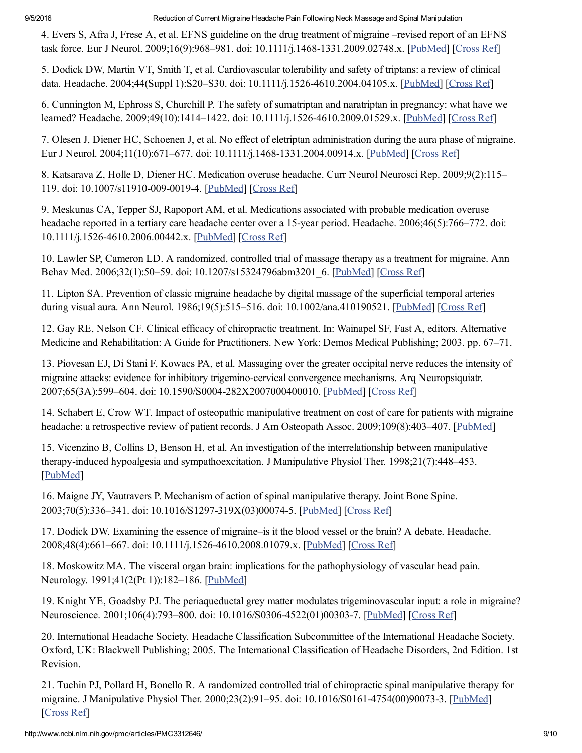4. Evers S, Afra J, Frese A, et al. EFNS guideline on the drug treatment of migraine –revised report of an EFNS task force. Eur J Neurol. 2009;16(9):968–981. doi: 10.1111/j.1468-1331.2009.02748.x. [PubMed] [Cross Ref]

5. Dodick DW, Martin VT, Smith T, et al. Cardiovascular tolerability and safety of triptans: a review of clinical data. Headache. 2004;44(Suppl 1):S20–S30. doi: 10.1111/j.1526-4610.2004.04105.x. [PubMed] [Cross Ref]

6. Cunnington M, Ephross S, Churchill P. The safety of sumatriptan and naratriptan in pregnancy: what have we learned? Headache. 2009;49(10):1414–1422. doi: 10.1111/j.1526-4610.2009.01529.x. [PubMed] [Cross Ref]

7. Olesen J, Diener HC, Schoenen J, et al. No effect of eletriptan administration during the aura phase of migraine. Eur J Neurol. 2004;11(10):671–677. doi: 10.1111/j.1468-1331.2004.00914.x. [PubMed] [Cross Ref]

8. Katsarava Z, Holle D, Diener HC. Medication overuse headache. Curr Neurol Neurosci Rep. 2009;9(2):115–119. doi: 10.1007/s11910-009-0019-4. [PubMed] [Cross Ref]

9. Meskunas CA, Tepper SJ, Rapoport AM, et al. Medications associated with probable medication overuse headache reported in a tertiary care headache center over a 15-year period. Headache. 2006;46(5):766–772. doi: 10.1111/j.1526-4610.2006.00442.x. [PubMed] [Cross Ref]

10. Lawler SP, Cameron LD. A randomized, controlled trial of massage therapy as a treatment for migraine. Ann Behav Med. 2006;32(1):50–59. doi: 10.1207/s15324796abm3201_6. [PubMed] [Cross Ref]

11. Lipton SA. Prevention of classic migraine headache by digital massage of the superficial temporal arteries during visual aura. Ann Neurol. 1986;19(5):515–516. doi: 10.1002/ana.410190521. [PubMed] [Cross Ref]

12. Gay RE, Nelson CF. Clinical efficacy of chiropractic treatment. In: Wainapel SF, Fast A, editors. Alternative Medicine and Rehabilitation: A Guide for Practitioners. New York: Demos Medical Publishing; 2003. pp. 67–71.

13. Piovesan EJ, Di Stani F, Kowacs PA, et al. Massaging over the greater occipital nerve reduces the intensity of migraine attacks: evidence for inhibitory trigemino-cervical convergence mechanisms. Arq Neuropsiquiatr. 2007;65(3A):599–604. doi: 10.1590/S0004-282X2007000400010. [PubMed] [Cross Ref]

14. Schabert E, Crow WT. Impact of osteopathic manipulative treatment on cost of care for patients with migraine headache: a retrospective review of patient records. J Am Osteopath Assoc. 2009;109(8):403–407. [PubMed]

15. Vicenzino B, Collins D, Benson H, et al. An investigation of the interrelationship between manipulative therapy-induced hypoalgesia and sympathoexcitation. J Manipulative Physiol Ther. 1998;21(7):448–453. [PubMed]

16. Maigne JY, Vautravers P. Mechanism of action of spinal manipulative therapy. Joint Bone Spine. 2003;70(5):336–341. doi: 10.1016/S1297-319X(03)00074-5. [PubMed] [Cross Ref]

17. Dodick DW. Examining the essence of migraine–is it the blood vessel or the brain? A debate. Headache. 2008;48(4):661–667. doi: 10.1111/j.1526-4610.2008.01079.x. [PubMed] [Cross Ref]

18. Moskowitz MA. The visceral organ brain: implications for the pathophysiology of vascular head pain. Neurology. 1991;41(2(Pt 1)):182–186. [PubMed]

19. Knight YE, Goadsby PJ. The periaqueductal grey matter modulates trigeminovascular input: a role in migraine? Neuroscience. 2001;106(4):793–800. doi: 10.1016/S0306-4522(01)00303-7. [PubMed] [Cross Ref]

20. International Headache Society. Headache Classification Subcommittee of the International Headache Society. Oxford, UK: Blackwell Publishing; 2005. The International Classification of Headache Disorders, 2nd Edition. 1st Revision.

21. Tuchin PJ, Pollard H, Bonello R. A randomized controlled trial of chiropractic spinal manipulative therapy for migraine. J Manipulative Physiol Ther. 2000;23(2):91–95. doi: 10.1016/S0161-4754(00)90073-3. [PubMed] [Cross Ref]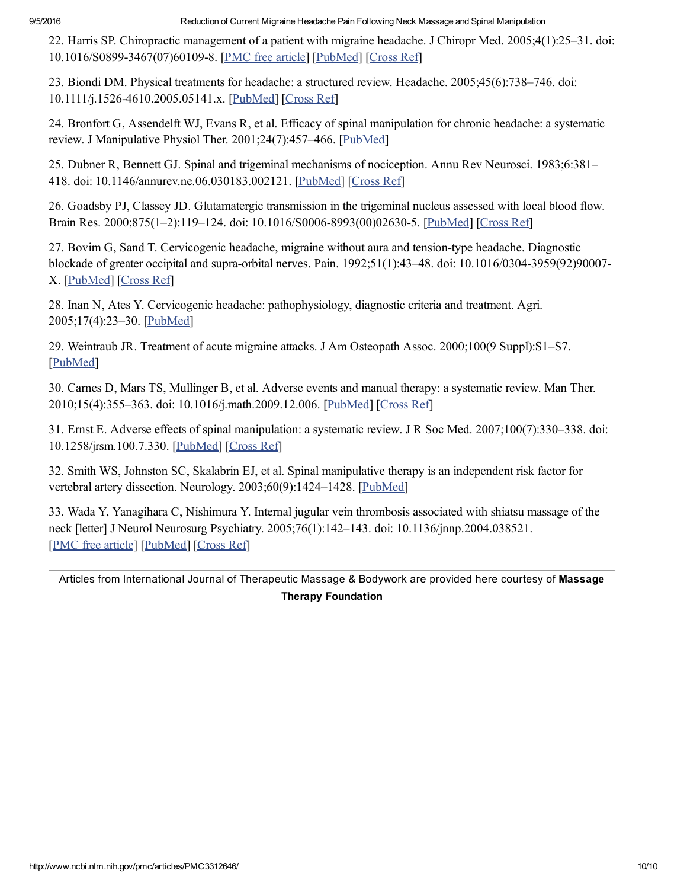22. Harris SP. Chiropractic management of a patient with migraine headache. J Chiropr Med. 2005;4(1):25–31. doi: 10.1016/S0899-3467(07)60109-8. [PMC free article] [PubMed] [Cross Ref]

23. Biondi DM. Physical treatments for headache: a structured review. Headache. 2005;45(6):738–746. doi: 10.1111/j.1526-4610.2005.05141.x. [PubMed] [Cross Ref]

24. Bronfort G, Assendelft WJ, Evans R, et al. Efficacy of spinal manipulation for chronic headache: a systematic review. J Manipulative Physiol Ther. 2001;24(7):457–466. [PubMed]

25. Dubner R, Bennett GJ. Spinal and trigeminal mechanisms of nociception. Annu Rev Neurosci. 1983;6:381–418. doi: 10.1146/annurev.ne.06.030183.002121. [PubMed] [Cross Ref]

26. Goadsby PJ, Classey JD. Glutamatergic transmission in the trigeminal nucleus assessed with local blood flow. Brain Res. 2000;875(1–2):119–124. doi: 10.1016/S0006-8993(00)02630-5. [PubMed] [Cross Ref]

27. Bovim G, Sand T. Cervicogenic headache, migraine without aura and tension-type headache. Diagnostic blockade of greater occipital and supra-orbital nerves. Pain. 1992;51(1):43–48. doi: 10.1016/0304-3959(92)90007-X. [PubMed] [Cross Ref]

28. Inan N, Ates Y. Cervicogenic headache: pathophysiology, diagnostic criteria and treatment. Agri. 2005;17(4):23–30. [PubMed]

29. Weintraub JR. Treatment of acute migraine attacks. J Am Osteopath Assoc. 2000;100(9 Suppl):S1–S7. [PubMed]

30. Carnes D, Mars TS, Mullinger B, et al. Adverse events and manual therapy: a systematic review. Man Ther. 2010;15(4):355–363. doi: 10.1016/j.math.2009.12.006. [PubMed] [Cross Ref]

31. Ernst E. Adverse effects of spinal manipulation: a systematic review. J R Soc Med. 2007;100(7):330–338. doi: 10.1258/jrsm.100.7.330. [PubMed] [Cross Ref]

32. Smith WS, Johnston SC, Skalabrin EJ, et al. Spinal manipulative therapy is an independent risk factor for vertebral artery dissection. Neurology. 2003;60(9):1424–1428. [PubMed]

33. Wada Y, Yanagihara C, Nishimura Y. Internal jugular vein thrombosis associated with shiatsu massage of the neck [letter] J Neurol Neurosurg Psychiatry. 2005;76(1):142–143. doi: 10.1136/jnnp.2004.038521. [PMC free article] [PubMed] [Cross Ref]

---

Articles from International Journal of Therapeutic Massage & Bodywork are provided here courtesy of **Massage Therapy Foundation**